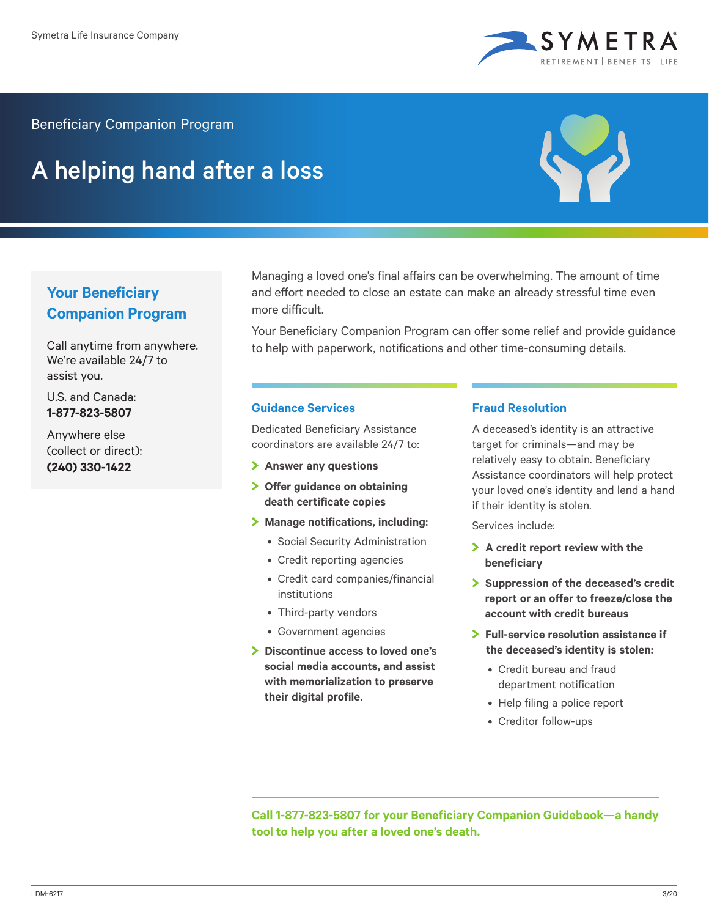Symetra Life Insurance Company

SYMETRA

RETIREMENT | BENEFITS | LIFE

Beneficiary Companion Program

# A helping hand after a loss

## Your Beneficiary Companion Program

Call anytime from anywhere. We're available 24/7 to assist you.

U.S. and Canada:
**1-877-823-5807**

Anywhere else (collect or direct):
**(240) 330-1422**

Managing a loved one's final affairs can be overwhelming. The amount of time and effort needed to close an estate can make an already stressful time even more difficult.

Your Beneficiary Companion Program can offer some relief and provide guidance to help with paperwork, notifications and other time-consuming details.

### Guidance Services

Dedicated Beneficiary Assistance coordinators are available 24/7 to:

- **Answer any questions**
- **Offer guidance on obtaining death certificate copies**
- **Manage notifications, including:**
  - Social Security Administration
  - Credit reporting agencies
  - Credit card companies/financial institutions
  - Third-party vendors
  - Government agencies
- **Discontinue access to loved one's social media accounts, and assist with memorialization to preserve their digital profile.**

### Fraud Resolution

A deceased's identity is an attractive target for criminals—and may be relatively easy to obtain. Beneficiary Assistance coordinators will help protect your loved one's identity and lend a hand if their identity is stolen.

Services include:

- **A credit report review with the beneficiary**
- **Suppression of the deceased's credit report or an offer to freeze/close the account with credit bureaus**
- **Full-service resolution assistance if the deceased's identity is stolen:**
  - Credit bureau and fraud department notification
  - Help filing a police report
  - Creditor follow-ups

**Call 1-877-823-5807 for your Beneficiary Companion Guidebook—a handy tool to help you after a loved one's death.**

LDM-6217 3/20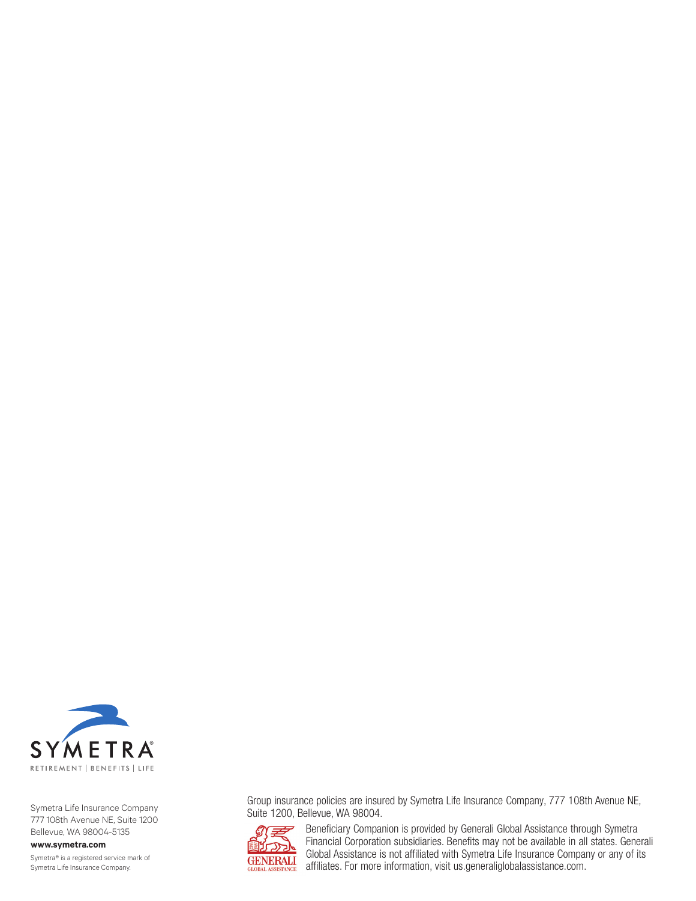SYMETRA®

RETIREMENT | BENEFITS | LIFE

Symetra Life Insurance Company
777 108th Avenue NE, Suite 1200
Bellevue, WA 98004-5135

**www.symetra.com**

Symetra® is a registered service mark of Symetra Life Insurance Company.

Group insurance policies are insured by Symetra Life Insurance Company, 777 108th Avenue NE, Suite 1200, Bellevue, WA 98004.

GENERALI GLOBAL ASSISTANCE

Beneficiary Companion is provided by Generali Global Assistance through Symetra Financial Corporation subsidiaries. Benefits may not be available in all states. Generali Global Assistance is not affiliated with Symetra Life Insurance Company or any of its affiliates. For more information, visit us.generaliglobalassistance.com.